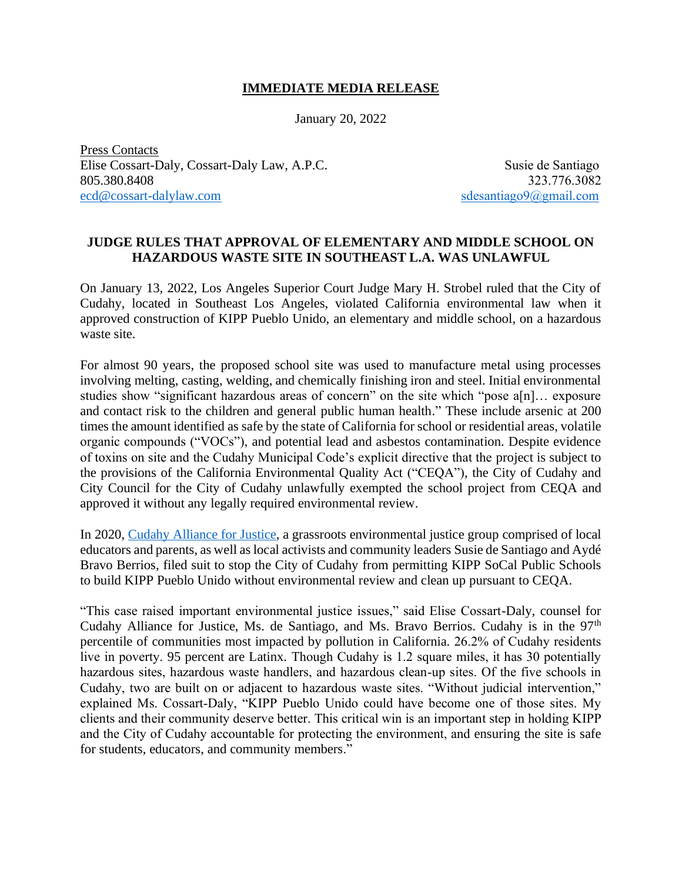**IMMEDIATE MEDIA RELEASE**

January 20, 2022

Press Contacts
Elise Cossart-Daly, Cossart-Daly Law, A.P.C.
805.380.8408
ecd@cossart-dalylaw.com

Susie de Santiago
323.776.3082
sdesantiago9@gmail.com

## JUDGE RULES THAT APPROVAL OF ELEMENTARY AND MIDDLE SCHOOL ON HAZARDOUS WASTE SITE IN SOUTHEAST L.A. WAS UNLAWFUL

On January 13, 2022, Los Angeles Superior Court Judge Mary H. Strobel ruled that the City of Cudahy, located in Southeast Los Angeles, violated California environmental law when it approved construction of KIPP Pueblo Unido, an elementary and middle school, on a hazardous waste site.

For almost 90 years, the proposed school site was used to manufacture metal using processes involving melting, casting, welding, and chemically finishing iron and steel. Initial environmental studies show "significant hazardous areas of concern" on the site which "pose a[n]… exposure and contact risk to the children and general public human health." These include arsenic at 200 times the amount identified as safe by the state of California for school or residential areas, volatile organic compounds ("VOCs"), and potential lead and asbestos contamination. Despite evidence of toxins on site and the Cudahy Municipal Code's explicit directive that the project is subject to the provisions of the California Environmental Quality Act ("CEQA"), the City of Cudahy and City Council for the City of Cudahy unlawfully exempted the school project from CEQA and approved it without any legally required environmental review.

In 2020, Cudahy Alliance for Justice, a grassroots environmental justice group comprised of local educators and parents, as well as local activists and community leaders Susie de Santiago and Aydé Bravo Berrios, filed suit to stop the City of Cudahy from permitting KIPP SoCal Public Schools to build KIPP Pueblo Unido without environmental review and clean up pursuant to CEQA.

"This case raised important environmental justice issues," said Elise Cossart-Daly, counsel for Cudahy Alliance for Justice, Ms. de Santiago, and Ms. Bravo Berrios. Cudahy is in the 97th percentile of communities most impacted by pollution in California. 26.2% of Cudahy residents live in poverty. 95 percent are Latinx. Though Cudahy is 1.2 square miles, it has 30 potentially hazardous sites, hazardous waste handlers, and hazardous clean-up sites. Of the five schools in Cudahy, two are built on or adjacent to hazardous waste sites. "Without judicial intervention," explained Ms. Cossart-Daly, "KIPP Pueblo Unido could have become one of those sites. My clients and their community deserve better. This critical win is an important step in holding KIPP and the City of Cudahy accountable for protecting the environment, and ensuring the site is safe for students, educators, and community members."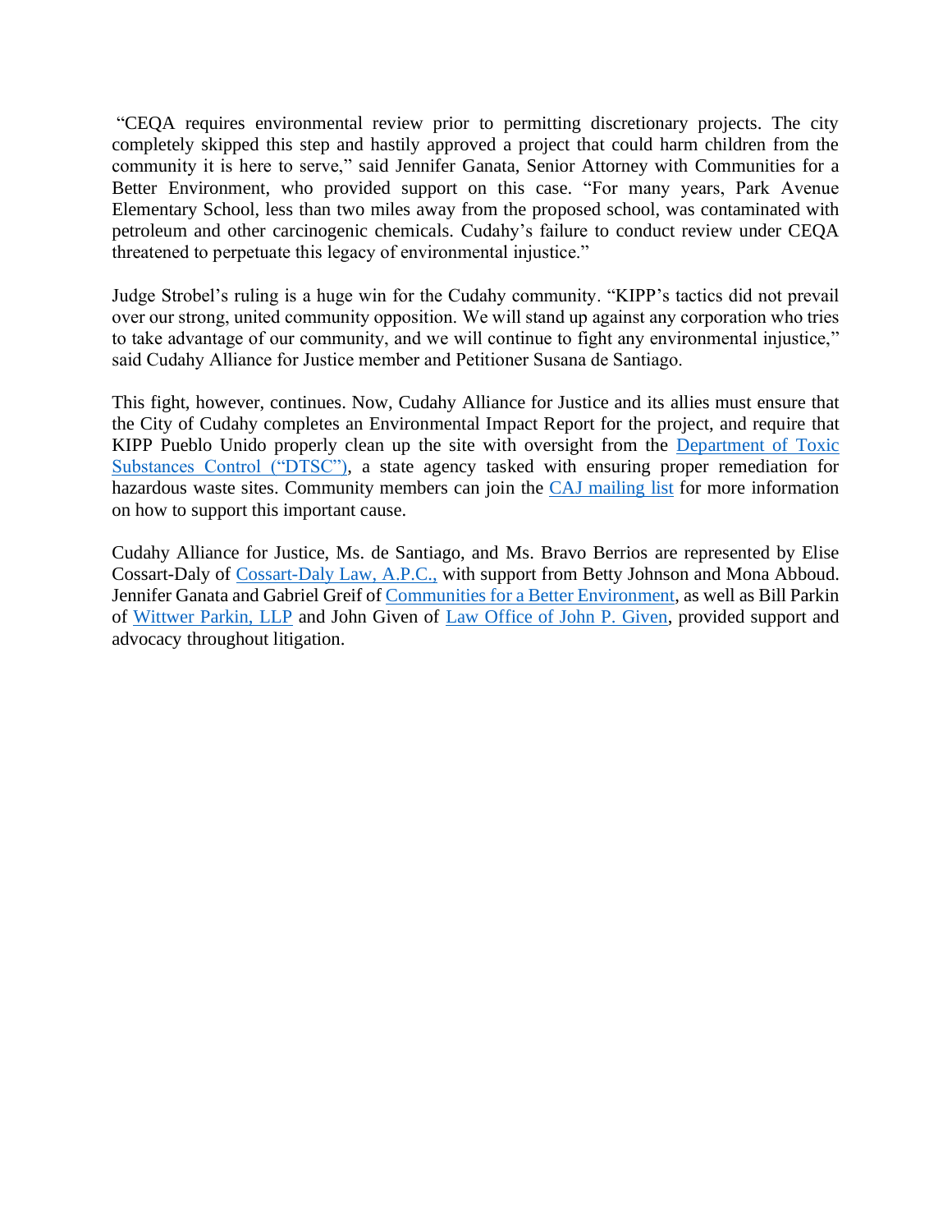"CEQA requires environmental review prior to permitting discretionary projects. The city completely skipped this step and hastily approved a project that could harm children from the community it is here to serve," said Jennifer Ganata, Senior Attorney with Communities for a Better Environment, who provided support on this case. "For many years, Park Avenue Elementary School, less than two miles away from the proposed school, was contaminated with petroleum and other carcinogenic chemicals. Cudahy's failure to conduct review under CEQA threatened to perpetuate this legacy of environmental injustice."

Judge Strobel's ruling is a huge win for the Cudahy community. "KIPP's tactics did not prevail over our strong, united community opposition. We will stand up against any corporation who tries to take advantage of our community, and we will continue to fight any environmental injustice," said Cudahy Alliance for Justice member and Petitioner Susana de Santiago.

This fight, however, continues. Now, Cudahy Alliance for Justice and its allies must ensure that the City of Cudahy completes an Environmental Impact Report for the project, and require that KIPP Pueblo Unido properly clean up the site with oversight from the Department of Toxic Substances Control ("DTSC"), a state agency tasked with ensuring proper remediation for hazardous waste sites. Community members can join the CAJ mailing list for more information on how to support this important cause.

Cudahy Alliance for Justice, Ms. de Santiago, and Ms. Bravo Berrios are represented by Elise Cossart-Daly of Cossart-Daly Law, A.P.C., with support from Betty Johnson and Mona Abboud. Jennifer Ganata and Gabriel Greif of Communities for a Better Environment, as well as Bill Parkin of Wittwer Parkin, LLP and John Given of Law Office of John P. Given, provided support and advocacy throughout litigation.